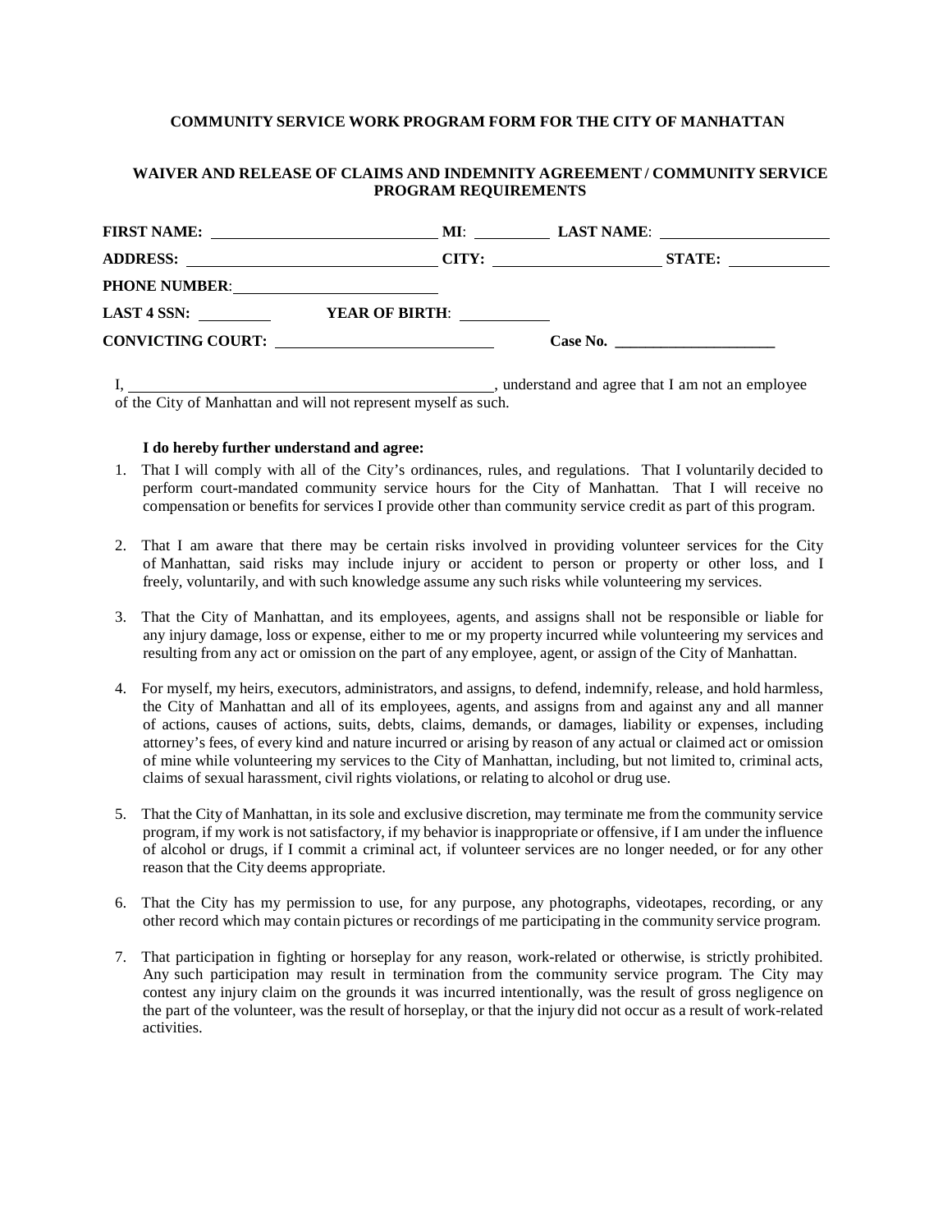**COMMUNITY SERVICE WORK PROGRAM FORM FOR THE CITY OF MANHATTAN**

**WAIVER AND RELEASE OF CLAIMS AND INDEMNITY AGREEMENT / COMMUNITY SERVICE PROGRAM REQUIREMENTS**

**FIRST NAME:** ______________________ **MI**: ________ **LAST NAME**: ____________________

**ADDRESS:** ________________________ **CITY:** ________________ **STATE:** __________

**PHONE NUMBER**: ____________________

**LAST 4 SSN:** ________ **YEAR OF BIRTH**: __________

**CONVICTING COURT:** ______________________ **Case No.** ____________________

I, ________________________________________, understand and agree that I am not an employee of the City of Manhattan and will not represent myself as such.

**I do hereby further understand and agree:**

1. That I will comply with all of the City's ordinances, rules, and regulations. That I voluntarily decided to perform court-mandated community service hours for the City of Manhattan. That I will receive no compensation or benefits for services I provide other than community service credit as part of this program.

2. That I am aware that there may be certain risks involved in providing volunteer services for the City of Manhattan, said risks may include injury or accident to person or property or other loss, and I freely, voluntarily, and with such knowledge assume any such risks while volunteering my services.

3. That the City of Manhattan, and its employees, agents, and assigns shall not be responsible or liable for any injury damage, loss or expense, either to me or my property incurred while volunteering my services and resulting from any act or omission on the part of any employee, agent, or assign of the City of Manhattan.

4. For myself, my heirs, executors, administrators, and assigns, to defend, indemnify, release, and hold harmless, the City of Manhattan and all of its employees, agents, and assigns from and against any and all manner of actions, causes of actions, suits, debts, claims, demands, or damages, liability or expenses, including attorney's fees, of every kind and nature incurred or arising by reason of any actual or claimed act or omission of mine while volunteering my services to the City of Manhattan, including, but not limited to, criminal acts, claims of sexual harassment, civil rights violations, or relating to alcohol or drug use.

5. That the City of Manhattan, in its sole and exclusive discretion, may terminate me from the community service program, if my work is not satisfactory, if my behavior is inappropriate or offensive, if I am under the influence of alcohol or drugs, if I commit a criminal act, if volunteer services are no longer needed, or for any other reason that the City deems appropriate.

6. That the City has my permission to use, for any purpose, any photographs, videotapes, recording, or any other record which may contain pictures or recordings of me participating in the community service program.

7. That participation in fighting or horseplay for any reason, work-related or otherwise, is strictly prohibited. Any such participation may result in termination from the community service program. The City may contest any injury claim on the grounds it was incurred intentionally, was the result of gross negligence on the part of the volunteer, was the result of horseplay, or that the injury did not occur as a result of work-related activities.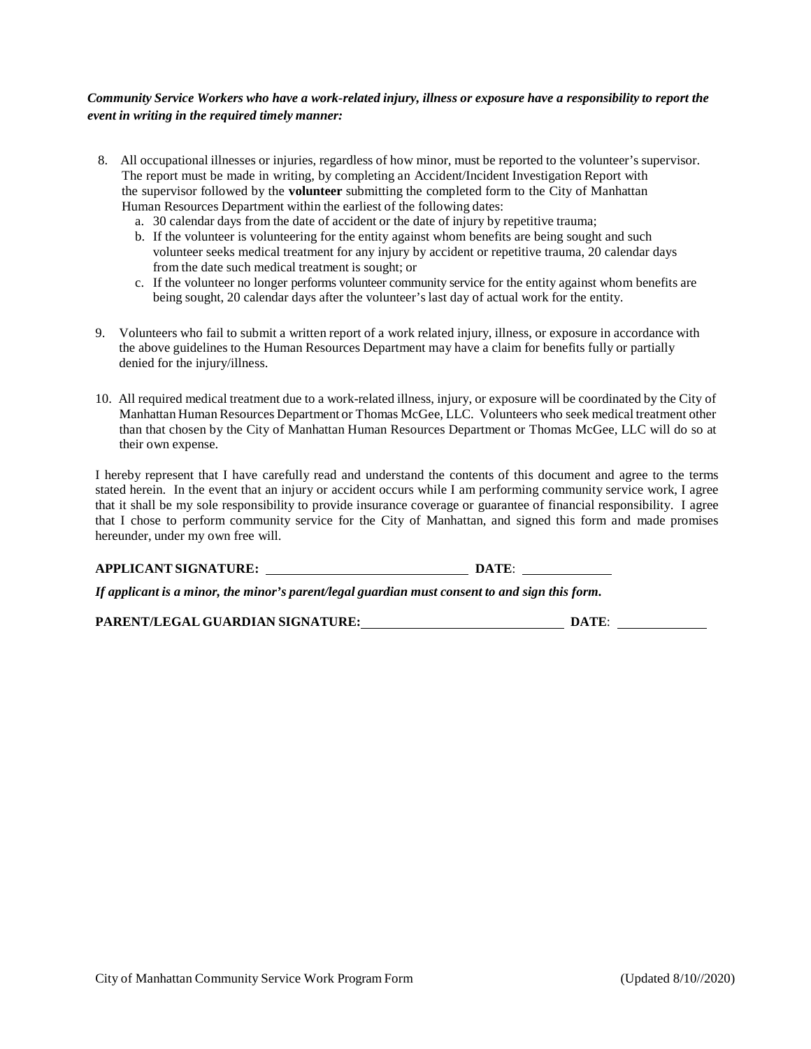***Community Service Workers who have a work-related injury, illness or exposure have a responsibility to report the event in writing in the required timely manner:***

8. All occupational illnesses or injuries, regardless of how minor, must be reported to the volunteer's supervisor. The report must be made in writing, by completing an Accident/Incident Investigation Report with the supervisor followed by the **volunteer** submitting the completed form to the City of Manhattan Human Resources Department within the earliest of the following dates:
   a. 30 calendar days from the date of accident or the date of injury by repetitive trauma;
   b. If the volunteer is volunteering for the entity against whom benefits are being sought and such volunteer seeks medical treatment for any injury by accident or repetitive trauma, 20 calendar days from the date such medical treatment is sought; or
   c. If the volunteer no longer performs volunteer community service for the entity against whom benefits are being sought, 20 calendar days after the volunteer's last day of actual work for the entity.

9. Volunteers who fail to submit a written report of a work related injury, illness, or exposure in accordance with the above guidelines to the Human Resources Department may have a claim for benefits fully or partially denied for the injury/illness.

10. All required medical treatment due to a work-related illness, injury, or exposure will be coordinated by the City of Manhattan Human Resources Department or Thomas McGee, LLC. Volunteers who seek medical treatment other than that chosen by the City of Manhattan Human Resources Department or Thomas McGee, LLC will do so at their own expense.

I hereby represent that I have carefully read and understand the contents of this document and agree to the terms stated herein. In the event that an injury or accident occurs while I am performing community service work, I agree that it shall be my sole responsibility to provide insurance coverage or guarantee of financial responsibility. I agree that I chose to perform community service for the City of Manhattan, and signed this form and made promises hereunder, under my own free will.

**APPLICANT SIGNATURE:** ______________________________ **DATE**: ____________

***If applicant is a minor, the minor's parent/legal guardian must consent to and sign this form.***

**PARENT/LEGAL GUARDIAN SIGNATURE:** ______________________________ **DATE**: ____________

City of Manhattan Community Service Work Program Form (Updated 8/10//2020)